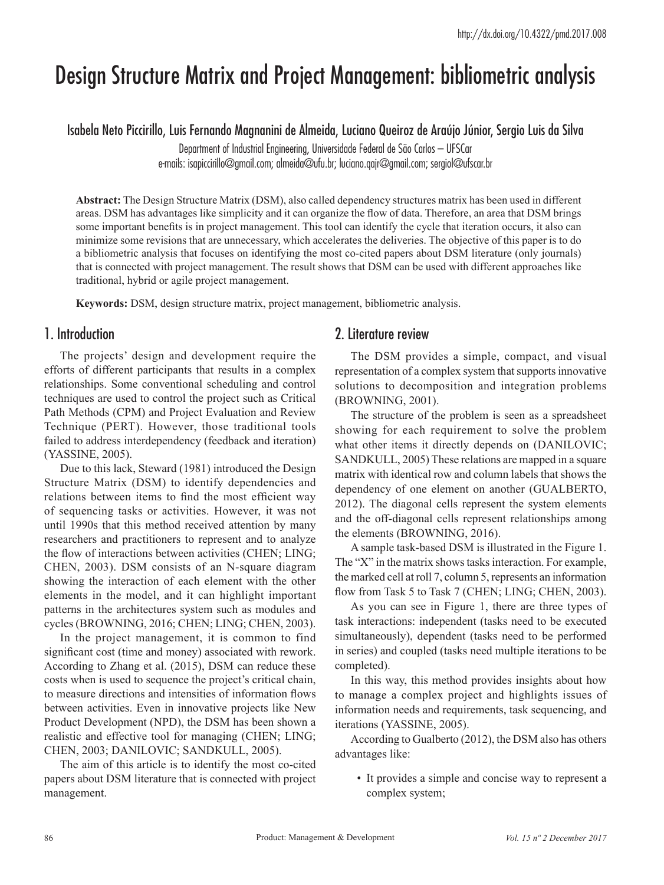http://dx.doi.org/10.4322/pmd.2017.008

# Design Structure Matrix and Project Management: bibliometric analysis

Isabela Neto Piccirillo, Luis Fernando Magnanini de Almeida, Luciano Queiroz de Araújo Júnior, Sergio Luis da Silva

Department of Industrial Engineering, Universidade Federal de São Carlos – UFSCar
e-mails: isapiccirillo@gmail.com; almeida@ufu.br; luciano.qajr@gmail.com; sergiol@ufscar.br

**Abstract:** The Design Structure Matrix (DSM), also called dependency structures matrix has been used in different areas. DSM has advantages like simplicity and it can organize the flow of data. Therefore, an area that DSM brings some important benefits is in project management. This tool can identify the cycle that iteration occurs, it also can minimize some revisions that are unnecessary, which accelerates the deliveries. The objective of this paper is to do a bibliometric analysis that focuses on identifying the most co-cited papers about DSM literature (only journals) that is connected with project management. The result shows that DSM can be used with different approaches like traditional, hybrid or agile project management.

**Keywords:** DSM, design structure matrix, project management, bibliometric analysis.

## 1. Introduction

The projects' design and development require the efforts of different participants that results in a complex relationships. Some conventional scheduling and control techniques are used to control the project such as Critical Path Methods (CPM) and Project Evaluation and Review Technique (PERT). However, those traditional tools failed to address interdependency (feedback and iteration) (YASSINE, 2005).

Due to this lack, Steward (1981) introduced the Design Structure Matrix (DSM) to identify dependencies and relations between items to find the most efficient way of sequencing tasks or activities. However, it was not until 1990s that this method received attention by many researchers and practitioners to represent and to analyze the flow of interactions between activities (CHEN; LING; CHEN, 2003). DSM consists of an N-square diagram showing the interaction of each element with the other elements in the model, and it can highlight important patterns in the architectures system such as modules and cycles (BROWNING, 2016; CHEN; LING; CHEN, 2003).

In the project management, it is common to find significant cost (time and money) associated with rework. According to Zhang et al. (2015), DSM can reduce these costs when is used to sequence the project's critical chain, to measure directions and intensities of information flows between activities. Even in innovative projects like New Product Development (NPD), the DSM has been shown a realistic and effective tool for managing (CHEN; LING; CHEN, 2003; DANILOVIC; SANDKULL, 2005).

The aim of this article is to identify the most co-cited papers about DSM literature that is connected with project management.

## 2. Literature review

The DSM provides a simple, compact, and visual representation of a complex system that supports innovative solutions to decomposition and integration problems (BROWNING, 2001).

The structure of the problem is seen as a spreadsheet showing for each requirement to solve the problem what other items it directly depends on (DANILOVIC; SANDKULL, 2005) These relations are mapped in a square matrix with identical row and column labels that shows the dependency of one element on another (GUALBERTO, 2012). The diagonal cells represent the system elements and the off-diagonal cells represent relationships among the elements (BROWNING, 2016).

A sample task-based DSM is illustrated in the Figure 1. The "X" in the matrix shows tasks interaction. For example, the marked cell at roll 7, column 5, represents an information flow from Task 5 to Task 7 (CHEN; LING; CHEN, 2003).

As you can see in Figure 1, there are three types of task interactions: independent (tasks need to be executed simultaneously), dependent (tasks need to be performed in series) and coupled (tasks need multiple iterations to be completed).

In this way, this method provides insights about how to manage a complex project and highlights issues of information needs and requirements, task sequencing, and iterations (YASSINE, 2005).

According to Gualberto (2012), the DSM also has others advantages like:

- It provides a simple and concise way to represent a complex system;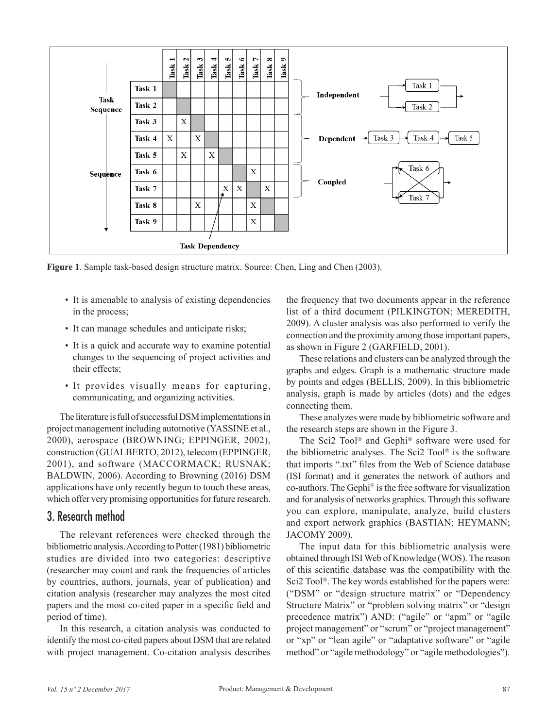| | Task 1 | Task 2 | Task 3 | Task 4 | Task 5 | Task 6 | Task 7 | Task 8 | Task 9 |
|---|---|---|---|---|---|---|---|---|---|
| Task 1 | | | | | | | | | |
| Task 2 | | | | | | | | | |
| Task 3 | | X | | | | | | | |
| Task 4 | X | | X | | | | | | |
| Task 5 | | X | | X | | | | | |
| Task 6 | | | | | | | X | | |
| Task 7 | | | | | X | X | | X | |
| Task 8 | | | X | | | | X | | |
| Task 9 | | | | | | | X | | |

**Figure 1**. Sample task-based design structure matrix. Source: Chen, Ling and Chen (2003).

- It is amenable to analysis of existing dependencies in the process;
- It can manage schedules and anticipate risks;
- It is a quick and accurate way to examine potential changes to the sequencing of project activities and their effects;
- It provides visually means for capturing, communicating, and organizing activities.

The literature is full of successful DSM implementations in project management including automotive (YASSINE et al., 2000), aerospace (BROWNING; EPPINGER, 2002), construction (GUALBERTO, 2012), telecom (EPPINGER, 2001), and software (MACCORMACK; RUSNAK; BALDWIN, 2006). According to Browning (2016) DSM applications have only recently begun to touch these areas, which offer very promising opportunities for future research.

## 3. Research method

The relevant references were checked through the bibliometric analysis. According to Potter (1981) bibliometric studies are divided into two categories: descriptive (researcher may count and rank the frequencies of articles by countries, authors, journals, year of publication) and citation analysis (researcher may analyzes the most cited papers and the most co-cited paper in a specific field and period of time).

In this research, a citation analysis was conducted to identify the most co-cited papers about DSM that are related with project management. Co-citation analysis describes the frequency that two documents appear in the reference list of a third document (PILKINGTON; MEREDITH, 2009). A cluster analysis was also performed to verify the connection and the proximity among those important papers, as shown in Figure 2 (GARFIELD, 2001).

These relations and clusters can be analyzed through the graphs and edges. Graph is a mathematic structure made by points and edges (BELLIS, 2009). In this bibliometric analysis, graph is made by articles (dots) and the edges connecting them.

These analyzes were made by bibliometric software and the research steps are shown in the Figure 3.

The Sci2 Tool® and Gephi® software were used for the bibliometric analyses. The Sci2 Tool® is the software that imports ".txt" files from the Web of Science database (ISI format) and it generates the network of authors and co-authors. The Gephi® is the free software for visualization and for analysis of networks graphics. Through this software you can explore, manipulate, analyze, build clusters and export network graphics (BASTIAN; HEYMANN; JACOMY 2009).

The input data for this bibliometric analysis were obtained through ISI Web of Knowledge (WOS). The reason of this scientific database was the compatibility with the Sci2 Tool®. The key words established for the papers were: ("DSM" or "design structure matrix" or "Dependency Structure Matrix" or "problem solving matrix" or "design precedence matrix") AND: ("agile" or "apm" or "agile project management" or "scrum" or "project management" or "xp" or "lean agile" or "adaptative software" or "agile method" or "agile methodology" or "agile methodologies").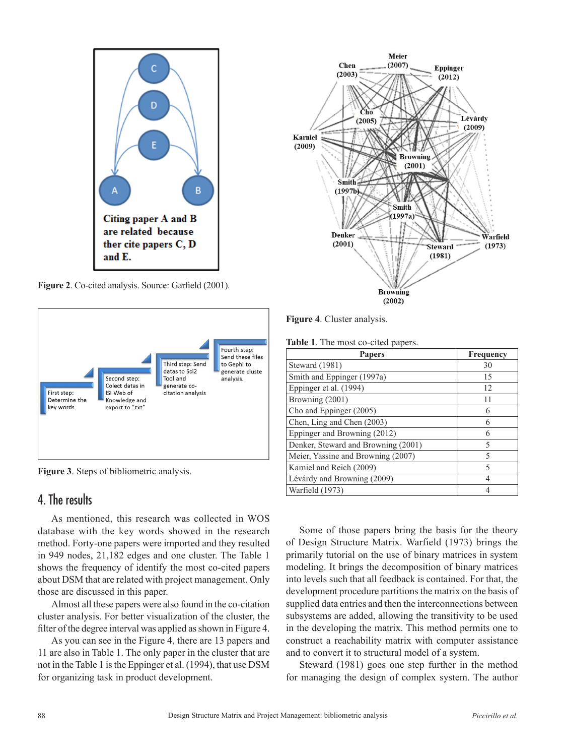Figure 2. Co-cited analysis. Source: Garfield (2001).

Figure 3. Steps of bibliometric analysis.

## 4. The results

As mentioned, this research was collected in WOS database with the key words showed in the research method. Forty-one papers were imported and they resulted in 949 nodes, 21,182 edges and one cluster. The Table 1 shows the frequency of identify the most co-cited papers about DSM that are related with project management. Only those are discussed in this paper.

Almost all these papers were also found in the co-citation cluster analysis. For better visualization of the cluster, the filter of the degree interval was applied as shown in Figure 4.

As you can see in the Figure 4, there are 13 papers and 11 are also in Table 1. The only paper in the cluster that are not in the Table 1 is the Eppinger et al. (1994), that use DSM for organizing task in product development.

Figure 4. Cluster analysis.

Table 1. The most co-cited papers.

| Papers | Frequency |
|---|---|
| Steward (1981) | 30 |
| Smith and Eppinger (1997a) | 15 |
| Eppinger et al. (1994) | 12 |
| Browning (2001) | 11 |
| Cho and Eppinger (2005) | 6 |
| Chen, Ling and Chen (2003) | 6 |
| Eppinger and Browning (2012) | 6 |
| Denker, Steward and Browning (2001) | 5 |
| Meier, Yassine and Browning (2007) | 5 |
| Karniel and Reich (2009) | 5 |
| Lévárdy and Browning (2009) | 4 |
| Warfield (1973) | 4 |

Some of those papers bring the basis for the theory of Design Structure Matrix. Warfield (1973) brings the primarily tutorial on the use of binary matrices in system modeling. It brings the decomposition of binary matrices into levels such that all feedback is contained. For that, the development procedure partitions the matrix on the basis of supplied data entries and then the interconnections between subsystems are added, allowing the transitivity to be used in the developing the matrix. This method permits one to construct a reachability matrix with computer assistance and to convert it to structural model of a system.

Steward (1981) goes one step further in the method for managing the design of complex system. The author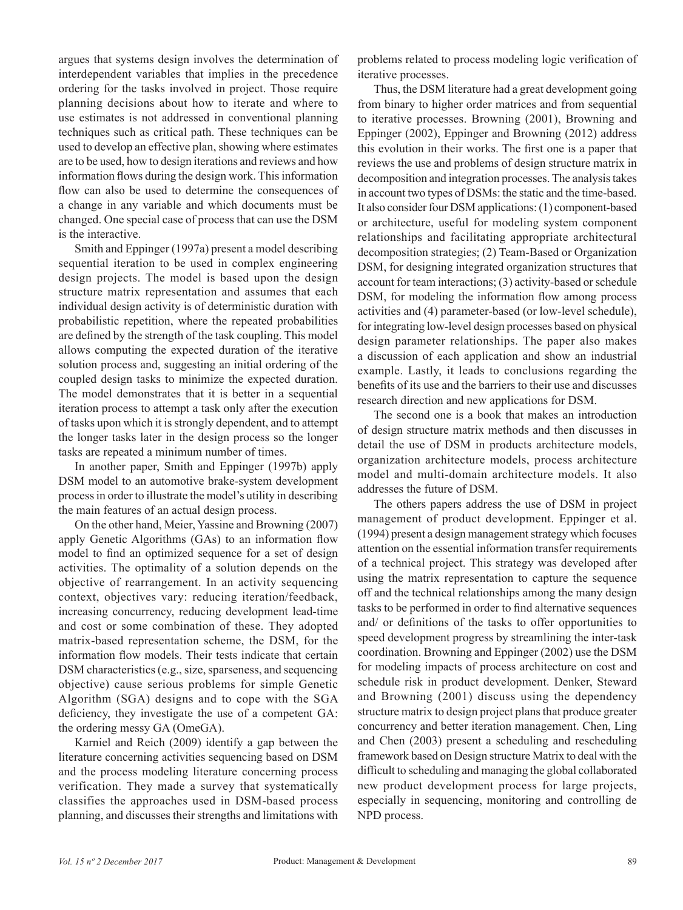argues that systems design involves the determination of interdependent variables that implies in the precedence ordering for the tasks involved in project. Those require planning decisions about how to iterate and where to use estimates is not addressed in conventional planning techniques such as critical path. These techniques can be used to develop an effective plan, showing where estimates are to be used, how to design iterations and reviews and how information flows during the design work. This information flow can also be used to determine the consequences of a change in any variable and which documents must be changed. One special case of process that can use the DSM is the interactive.

Smith and Eppinger (1997a) present a model describing sequential iteration to be used in complex engineering design projects. The model is based upon the design structure matrix representation and assumes that each individual design activity is of deterministic duration with probabilistic repetition, where the repeated probabilities are defined by the strength of the task coupling. This model allows computing the expected duration of the iterative solution process and, suggesting an initial ordering of the coupled design tasks to minimize the expected duration. The model demonstrates that it is better in a sequential iteration process to attempt a task only after the execution of tasks upon which it is strongly dependent, and to attempt the longer tasks later in the design process so the longer tasks are repeated a minimum number of times.

In another paper, Smith and Eppinger (1997b) apply DSM model to an automotive brake-system development process in order to illustrate the model's utility in describing the main features of an actual design process.

On the other hand, Meier, Yassine and Browning (2007) apply Genetic Algorithms (GAs) to an information flow model to find an optimized sequence for a set of design activities. The optimality of a solution depends on the objective of rearrangement. In an activity sequencing context, objectives vary: reducing iteration/feedback, increasing concurrency, reducing development lead-time and cost or some combination of these. They adopted matrix-based representation scheme, the DSM, for the information flow models. Their tests indicate that certain DSM characteristics (e.g., size, sparseness, and sequencing objective) cause serious problems for simple Genetic Algorithm (SGA) designs and to cope with the SGA deficiency, they investigate the use of a competent GA: the ordering messy GA (OmeGA).

Karniel and Reich (2009) identify a gap between the literature concerning activities sequencing based on DSM and the process modeling literature concerning process verification. They made a survey that systematically classifies the approaches used in DSM-based process planning, and discusses their strengths and limitations with problems related to process modeling logic verification of iterative processes.

Thus, the DSM literature had a great development going from binary to higher order matrices and from sequential to iterative processes. Browning (2001), Browning and Eppinger (2002), Eppinger and Browning (2012) address this evolution in their works. The first one is a paper that reviews the use and problems of design structure matrix in decomposition and integration processes. The analysis takes in account two types of DSMs: the static and the time-based. It also consider four DSM applications: (1) component-based or architecture, useful for modeling system component relationships and facilitating appropriate architectural decomposition strategies; (2) Team-Based or Organization DSM, for designing integrated organization structures that account for team interactions; (3) activity-based or schedule DSM, for modeling the information flow among process activities and (4) parameter-based (or low-level schedule), for integrating low-level design processes based on physical design parameter relationships. The paper also makes a discussion of each application and show an industrial example. Lastly, it leads to conclusions regarding the benefits of its use and the barriers to their use and discusses research direction and new applications for DSM.

The second one is a book that makes an introduction of design structure matrix methods and then discusses in detail the use of DSM in products architecture models, organization architecture models, process architecture model and multi-domain architecture models. It also addresses the future of DSM.

The others papers address the use of DSM in project management of product development. Eppinger et al. (1994) present a design management strategy which focuses attention on the essential information transfer requirements of a technical project. This strategy was developed after using the matrix representation to capture the sequence off and the technical relationships among the many design tasks to be performed in order to find alternative sequences and/ or definitions of the tasks to offer opportunities to speed development progress by streamlining the inter-task coordination. Browning and Eppinger (2002) use the DSM for modeling impacts of process architecture on cost and schedule risk in product development. Denker, Steward and Browning (2001) discuss using the dependency structure matrix to design project plans that produce greater concurrency and better iteration management. Chen, Ling and Chen (2003) present a scheduling and rescheduling framework based on Design structure Matrix to deal with the difficult to scheduling and managing the global collaborated new product development process for large projects, especially in sequencing, monitoring and controlling de NPD process.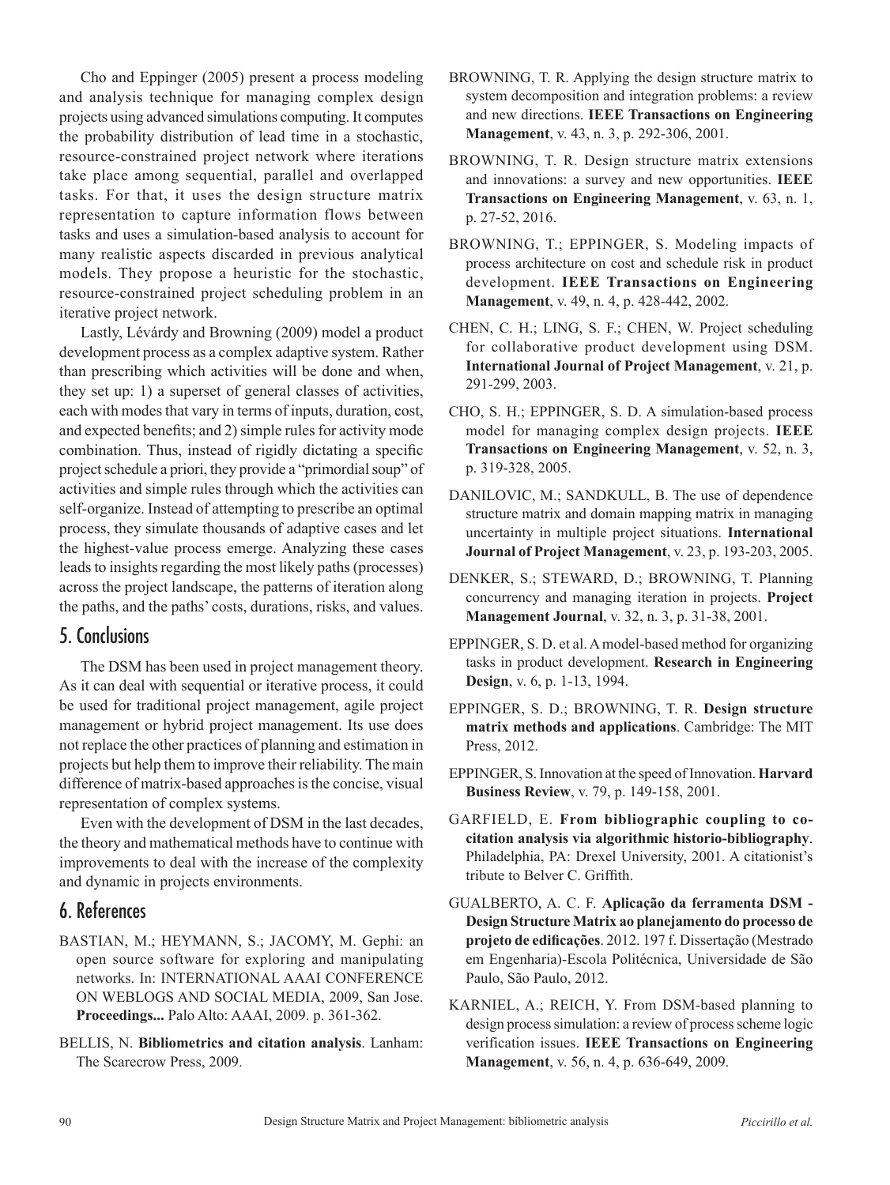Cho and Eppinger (2005) present a process modeling and analysis technique for managing complex design projects using advanced simulations computing. It computes the probability distribution of lead time in a stochastic, resource-constrained project network where iterations take place among sequential, parallel and overlapped tasks. For that, it uses the design structure matrix representation to capture information flows between tasks and uses a simulation-based analysis to account for many realistic aspects discarded in previous analytical models. They propose a heuristic for the stochastic, resource-constrained project scheduling problem in an iterative project network.

Lastly, Lévárdy and Browning (2009) model a product development process as a complex adaptive system. Rather than prescribing which activities will be done and when, they set up: 1) a superset of general classes of activities, each with modes that vary in terms of inputs, duration, cost, and expected benefits; and 2) simple rules for activity mode combination. Thus, instead of rigidly dictating a specific project schedule a priori, they provide a "primordial soup" of activities and simple rules through which the activities can self-organize. Instead of attempting to prescribe an optimal process, they simulate thousands of adaptive cases and let the highest-value process emerge. Analyzing these cases leads to insights regarding the most likely paths (processes) across the project landscape, the patterns of iteration along the paths, and the paths' costs, durations, risks, and values.

## 5. Conclusions

The DSM has been used in project management theory. As it can deal with sequential or iterative process, it could be used for traditional project management, agile project management or hybrid project management. Its use does not replace the other practices of planning and estimation in projects but help them to improve their reliability. The main difference of matrix-based approaches is the concise, visual representation of complex systems.

Even with the development of DSM in the last decades, the theory and mathematical methods have to continue with improvements to deal with the increase of the complexity and dynamic in projects environments.

## 6. References

BASTIAN, M.; HEYMANN, S.; JACOMY, M. Gephi: an open source software for exploring and manipulating networks. In: INTERNATIONAL AAAI CONFERENCE ON WEBLOGS AND SOCIAL MEDIA, 2009, San Jose. **Proceedings...** Palo Alto: AAAI, 2009. p. 361-362.

BELLIS, N. **Bibliometrics and citation analysis**. Lanham: The Scarecrow Press, 2009.

BROWNING, T. R. Applying the design structure matrix to system decomposition and integration problems: a review and new directions. **IEEE Transactions on Engineering Management**, v. 43, n. 3, p. 292-306, 2001.

BROWNING, T. R. Design structure matrix extensions and innovations: a survey and new opportunities. **IEEE Transactions on Engineering Management**, v. 63, n. 1, p. 27-52, 2016.

BROWNING, T.; EPPINGER, S. Modeling impacts of process architecture on cost and schedule risk in product development. **IEEE Transactions on Engineering Management**, v. 49, n. 4, p. 428-442, 2002.

CHEN, C. H.; LING, S. F.; CHEN, W. Project scheduling for collaborative product development using DSM. **International Journal of Project Management**, v. 21, p. 291-299, 2003.

CHO, S. H.; EPPINGER, S. D. A simulation-based process model for managing complex design projects. **IEEE Transactions on Engineering Management**, v. 52, n. 3, p. 319-328, 2005.

DANILOVIC, M.; SANDKULL, B. The use of dependence structure matrix and domain mapping matrix in managing uncertainty in multiple project situations. **International Journal of Project Management**, v. 23, p. 193-203, 2005.

DENKER, S.; STEWARD, D.; BROWNING, T. Planning concurrency and managing iteration in projects. **Project Management Journal**, v. 32, n. 3, p. 31-38, 2001.

EPPINGER, S. D. et al. A model-based method for organizing tasks in product development. **Research in Engineering Design**, v. 6, p. 1-13, 1994.

EPPINGER, S. D.; BROWNING, T. R. **Design structure matrix methods and applications**. Cambridge: The MIT Press, 2012.

EPPINGER, S. Innovation at the speed of Innovation. **Harvard Business Review**, v. 79, p. 149-158, 2001.

GARFIELD, E. **From bibliographic coupling to co-citation analysis via algorithmic historio-bibliography**. Philadelphia, PA: Drexel University, 2001. A citationist's tribute to Belver C. Griffith.

GUALBERTO, A. C. F. **Aplicação da ferramenta DSM - Design Structure Matrix ao planejamento do processo de projeto de edificações**. 2012. 197 f. Dissertação (Mestrado em Engenharia)-Escola Politécnica, Universidade de São Paulo, São Paulo, 2012.

KARNIEL, A.; REICH, Y. From DSM-based planning to design process simulation: a review of process scheme logic verification issues. **IEEE Transactions on Engineering Management**, v. 56, n. 4, p. 636-649, 2009.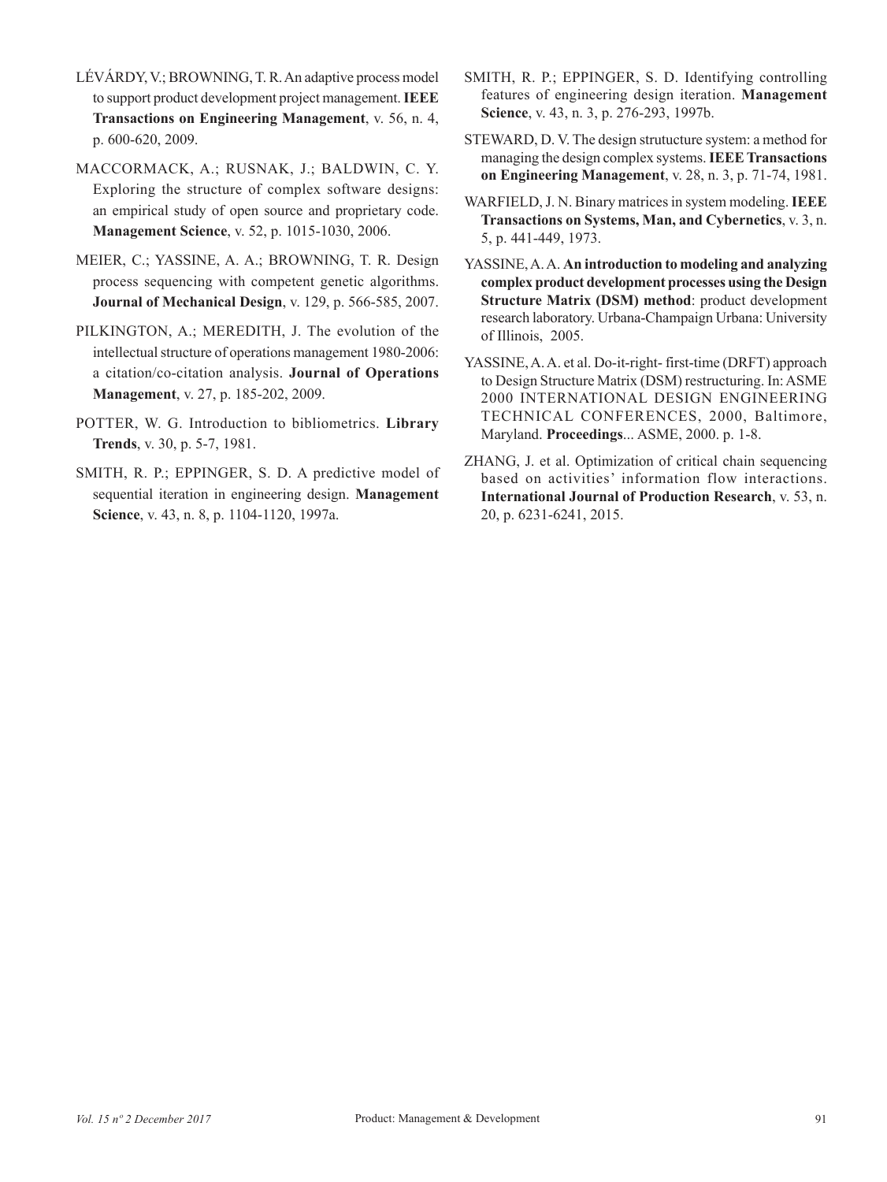LÉVÁRDY, V.; BROWNING, T. R. An adaptive process model to support product development project management. **IEEE Transactions on Engineering Management**, v. 56, n. 4, p. 600-620, 2009.

MACCORMACK, A.; RUSNAK, J.; BALDWIN, C. Y. Exploring the structure of complex software designs: an empirical study of open source and proprietary code. **Management Science**, v. 52, p. 1015-1030, 2006.

MEIER, C.; YASSINE, A. A.; BROWNING, T. R. Design process sequencing with competent genetic algorithms. **Journal of Mechanical Design**, v. 129, p. 566-585, 2007.

PILKINGTON, A.; MEREDITH, J. The evolution of the intellectual structure of operations management 1980-2006: a citation/co-citation analysis. **Journal of Operations Management**, v. 27, p. 185-202, 2009.

POTTER, W. G. Introduction to bibliometrics. **Library Trends**, v. 30, p. 5-7, 1981.

SMITH, R. P.; EPPINGER, S. D. A predictive model of sequential iteration in engineering design. **Management Science**, v. 43, n. 8, p. 1104-1120, 1997a.

SMITH, R. P.; EPPINGER, S. D. Identifying controlling features of engineering design iteration. **Management Science**, v. 43, n. 3, p. 276-293, 1997b.

STEWARD, D. V. The design strutucture system: a method for managing the design complex systems. **IEEE Transactions on Engineering Management**, v. 28, n. 3, p. 71-74, 1981.

WARFIELD, J. N. Binary matrices in system modeling. **IEEE Transactions on Systems, Man, and Cybernetics**, v. 3, n. 5, p. 441-449, 1973.

YASSINE, A. A. **An introduction to modeling and analyzing complex product development processes using the Design Structure Matrix (DSM) method**: product development research laboratory. Urbana-Champaign Urbana: University of Illinois, 2005.

YASSINE, A. A. et al. Do-it-right- first-time (DRFT) approach to Design Structure Matrix (DSM) restructuring. In: ASME 2000 INTERNATIONAL DESIGN ENGINEERING TECHNICAL CONFERENCES, 2000, Baltimore, Maryland. **Proceedings**... ASME, 2000. p. 1-8.

ZHANG, J. et al. Optimization of critical chain sequencing based on activities' information flow interactions. **International Journal of Production Research**, v. 53, n. 20, p. 6231-6241, 2015.